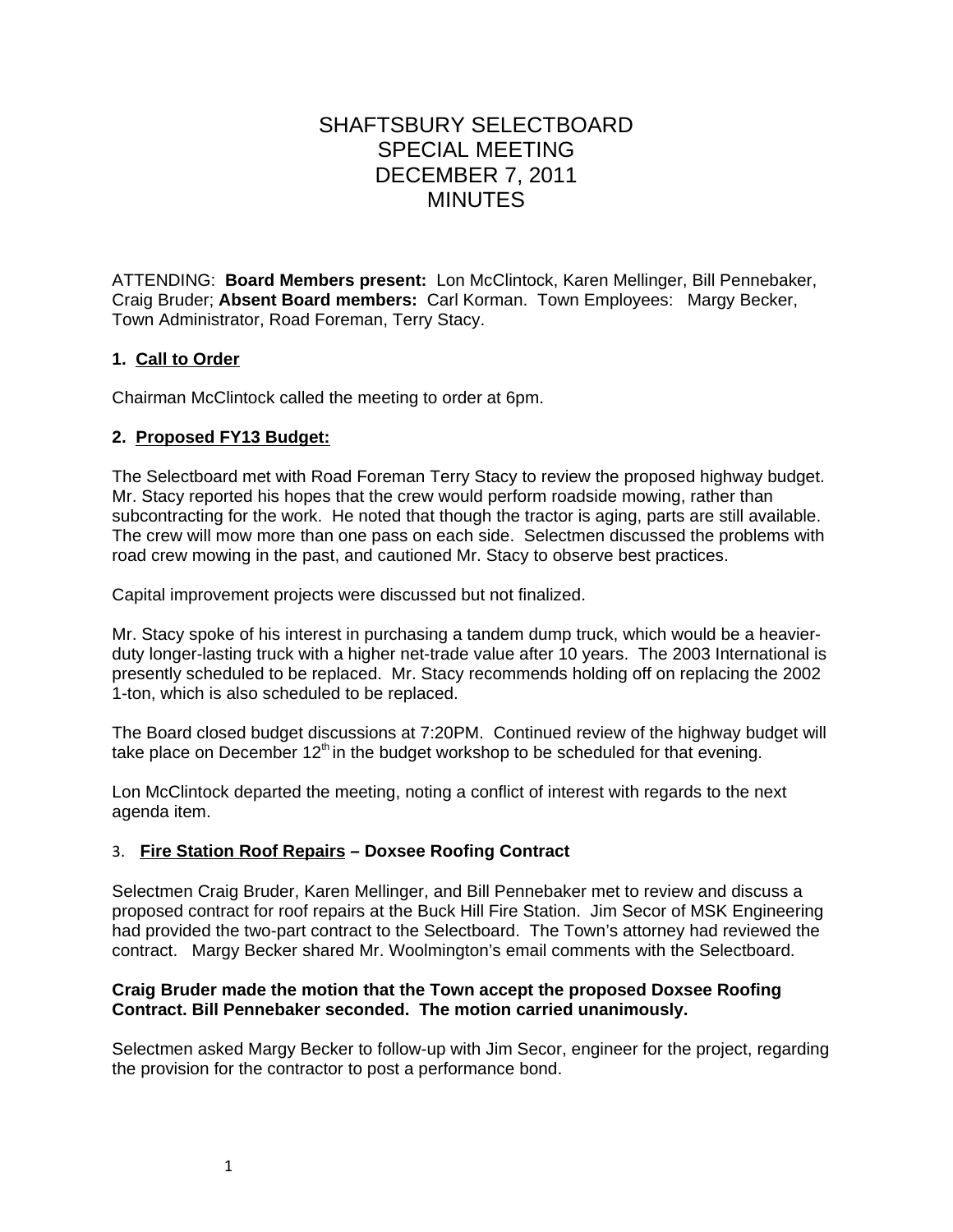# SHAFTSBURY SELECTBOARD
# SPECIAL MEETING
# DECEMBER 7, 2011
# MINUTES

ATTENDING: **Board Members present:** Lon McClintock, Karen Mellinger, Bill Pennebaker, Craig Bruder; **Absent Board members:** Carl Korman. Town Employees: Margy Becker, Town Administrator, Road Foreman, Terry Stacy.

## 1. Call to Order

Chairman McClintock called the meeting to order at 6pm.

## 2. Proposed FY13 Budget:

The Selectboard met with Road Foreman Terry Stacy to review the proposed highway budget. Mr. Stacy reported his hopes that the crew would perform roadside mowing, rather than subcontracting for the work. He noted that though the tractor is aging, parts are still available. The crew will mow more than one pass on each side. Selectmen discussed the problems with road crew mowing in the past, and cautioned Mr. Stacy to observe best practices.

Capital improvement projects were discussed but not finalized.

Mr. Stacy spoke of his interest in purchasing a tandem dump truck, which would be a heavier-duty longer-lasting truck with a higher net-trade value after 10 years. The 2003 International is presently scheduled to be replaced. Mr. Stacy recommends holding off on replacing the 2002 1-ton, which is also scheduled to be replaced.

The Board closed budget discussions at 7:20PM. Continued review of the highway budget will take place on December 12th in the budget workshop to be scheduled for that evening.

Lon McClintock departed the meeting, noting a conflict of interest with regards to the next agenda item.

## 3. Fire Station Roof Repairs – Doxsee Roofing Contract

Selectmen Craig Bruder, Karen Mellinger, and Bill Pennebaker met to review and discuss a proposed contract for roof repairs at the Buck Hill Fire Station. Jim Secor of MSK Engineering had provided the two-part contract to the Selectboard. The Town's attorney had reviewed the contract. Margy Becker shared Mr. Woolmington's email comments with the Selectboard.

**Craig Bruder made the motion that the Town accept the proposed Doxsee Roofing Contract. Bill Pennebaker seconded. The motion carried unanimously.**

Selectmen asked Margy Becker to follow-up with Jim Secor, engineer for the project, regarding the provision for the contractor to post a performance bond.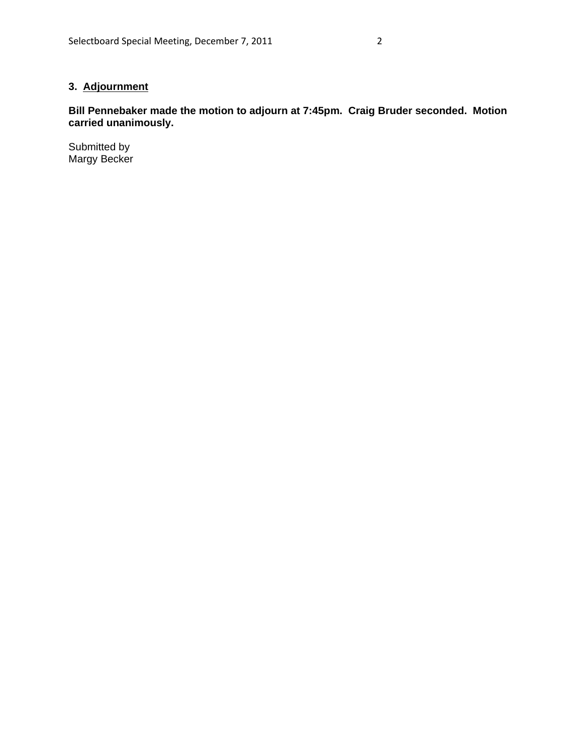## 3. Adjournment

**Bill Pennebaker made the motion to adjourn at 7:45pm. Craig Bruder seconded. Motion carried unanimously.**

Submitted by
Margy Becker